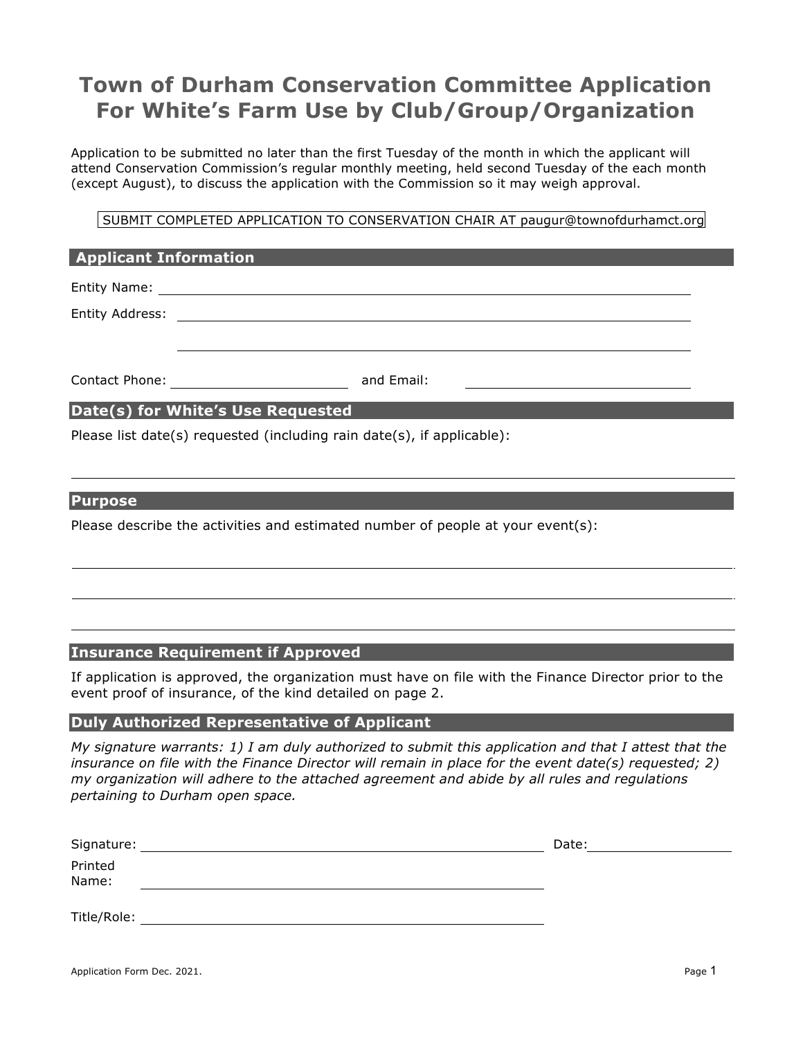# Town of Durham Conservation Committee Application For White's Farm Use by Club/Group/Organization

Application to be submitted no later than the first Tuesday of the month in which the applicant will attend Conservation Commission's regular monthly meeting, held second Tuesday of the each month (except August), to discuss the application with the Commission so it may weigh approval.

SUBMIT COMPLETED APPLICATION TO CONSERVATION CHAIR AT paugur@townofdurhamct.org

## Applicant Information

Entity Name: ____________________________________________

Entity Address: ____________________________________________

____________________________________________

Contact Phone: ____________________ and Email: ____________________

## Date(s) for White's Use Requested

Please list date(s) requested (including rain date(s), if applicable):

____________________________________________

## Purpose

Please describe the activities and estimated number of people at your event(s):

____________________________________________

____________________________________________

____________________________________________

## Insurance Requirement if Approved

If application is approved, the organization must have on file with the Finance Director prior to the event proof of insurance, of the kind detailed on page 2.

## Duly Authorized Representative of Applicant

*My signature warrants: 1) I am duly authorized to submit this application and that I attest that the insurance on file with the Finance Director will remain in place for the event date(s) requested; 2) my organization will adhere to the attached agreement and abide by all rules and regulations pertaining to Durham open space.*

Signature: ____________________________________________ Date: ____________________

Printed Name: ____________________________________________

Title/Role: ____________________________________________

Application Form Dec. 2021.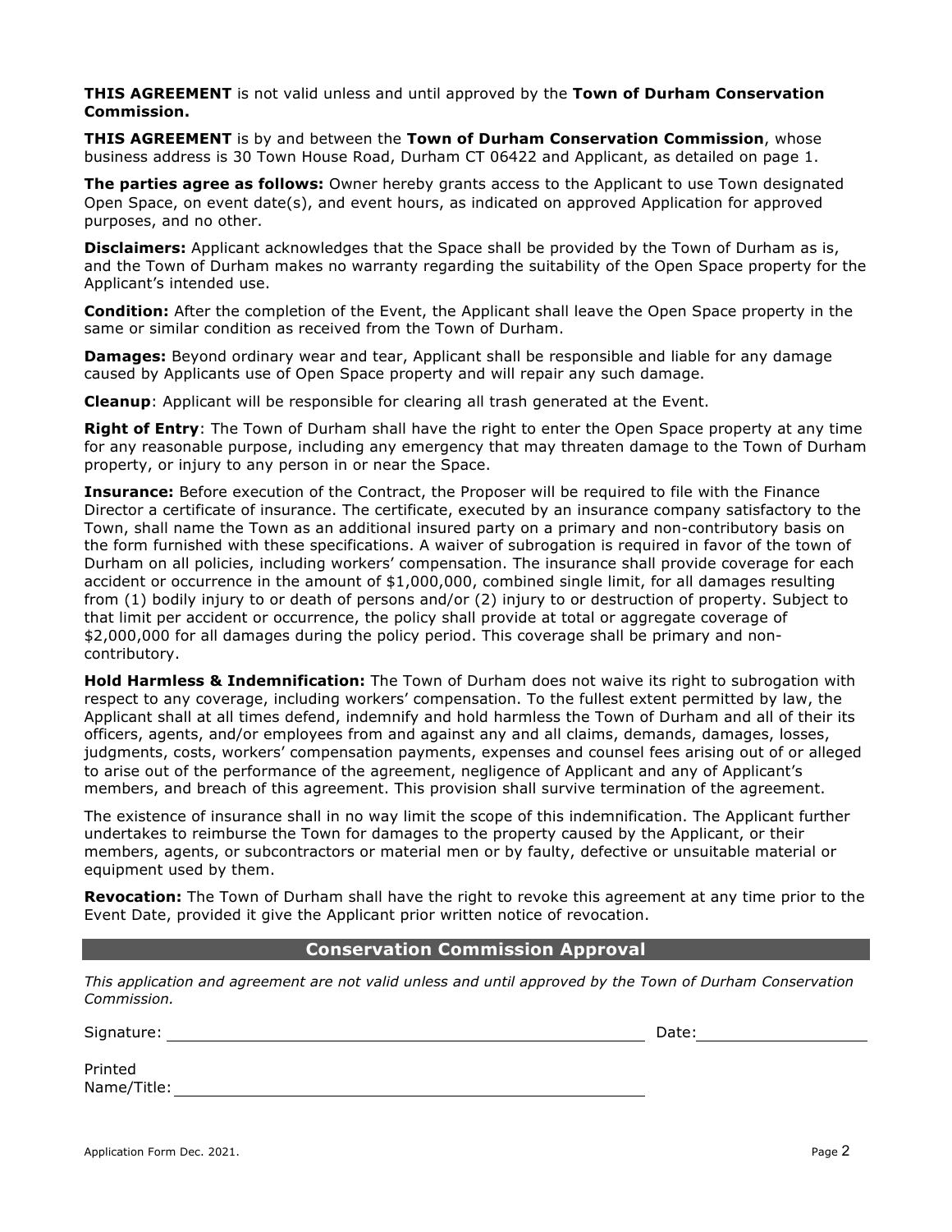**THIS AGREEMENT** is not valid unless and until approved by the **Town of Durham Conservation Commission.**

**THIS AGREEMENT** is by and between the **Town of Durham Conservation Commission**, whose business address is 30 Town House Road, Durham CT 06422 and Applicant, as detailed on page 1.

**The parties agree as follows:** Owner hereby grants access to the Applicant to use Town designated Open Space, on event date(s), and event hours, as indicated on approved Application for approved purposes, and no other.

**Disclaimers:** Applicant acknowledges that the Space shall be provided by the Town of Durham as is, and the Town of Durham makes no warranty regarding the suitability of the Open Space property for the Applicant's intended use.

**Condition:** After the completion of the Event, the Applicant shall leave the Open Space property in the same or similar condition as received from the Town of Durham.

**Damages:** Beyond ordinary wear and tear, Applicant shall be responsible and liable for any damage caused by Applicants use of Open Space property and will repair any such damage.

**Cleanup**: Applicant will be responsible for clearing all trash generated at the Event.

**Right of Entry**: The Town of Durham shall have the right to enter the Open Space property at any time for any reasonable purpose, including any emergency that may threaten damage to the Town of Durham property, or injury to any person in or near the Space.

**Insurance:** Before execution of the Contract, the Proposer will be required to file with the Finance Director a certificate of insurance. The certificate, executed by an insurance company satisfactory to the Town, shall name the Town as an additional insured party on a primary and non-contributory basis on the form furnished with these specifications. A waiver of subrogation is required in favor of the town of Durham on all policies, including workers' compensation. The insurance shall provide coverage for each accident or occurrence in the amount of $1,000,000, combined single limit, for all damages resulting from (1) bodily injury to or death of persons and/or (2) injury to or destruction of property. Subject to that limit per accident or occurrence, the policy shall provide at total or aggregate coverage of $2,000,000 for all damages during the policy period. This coverage shall be primary and non-contributory.

**Hold Harmless & Indemnification:** The Town of Durham does not waive its right to subrogation with respect to any coverage, including workers' compensation. To the fullest extent permitted by law, the Applicant shall at all times defend, indemnify and hold harmless the Town of Durham and all of their its officers, agents, and/or employees from and against any and all claims, demands, damages, losses, judgments, costs, workers' compensation payments, expenses and counsel fees arising out of or alleged to arise out of the performance of the agreement, negligence of Applicant and any of Applicant's members, and breach of this agreement. This provision shall survive termination of the agreement.

The existence of insurance shall in no way limit the scope of this indemnification. The Applicant further undertakes to reimburse the Town for damages to the property caused by the Applicant, or their members, agents, or subcontractors or material men or by faulty, defective or unsuitable material or equipment used by them.

**Revocation:** The Town of Durham shall have the right to revoke this agreement at any time prior to the Event Date, provided it give the Applicant prior written notice of revocation.

## Conservation Commission Approval

*This application and agreement are not valid unless and until approved by the Town of Durham Conservation Commission.*

Signature: ______________________________ Date: ______________

Printed Name/Title: ______________________________

Application Form Dec. 2021.